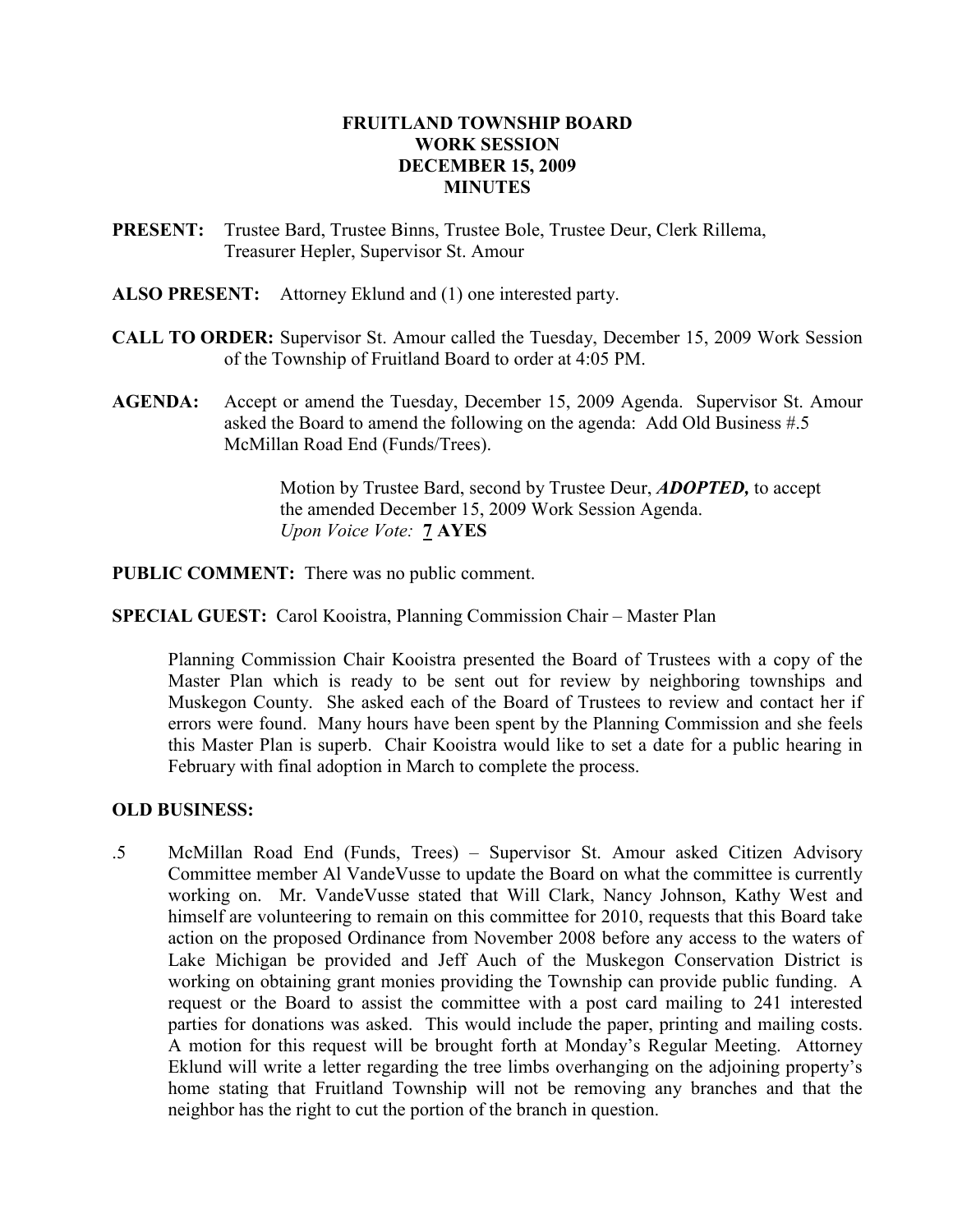# FRUITLAND TOWNSHIP BOARD
# WORK SESSION
# DECEMBER 15, 2009
# MINUTES

**PRESENT:** Trustee Bard, Trustee Binns, Trustee Bole, Trustee Deur, Clerk Rillema, Treasurer Hepler, Supervisor St. Amour

**ALSO PRESENT:** Attorney Eklund and (1) one interested party.

**CALL TO ORDER:** Supervisor St. Amour called the Tuesday, December 15, 2009 Work Session of the Township of Fruitland Board to order at 4:05 PM.

**AGENDA:** Accept or amend the Tuesday, December 15, 2009 Agenda. Supervisor St. Amour asked the Board to amend the following on the agenda: Add Old Business #.5 McMillan Road End (Funds/Trees).

> Motion by Trustee Bard, second by Trustee Deur, ***ADOPTED,*** to accept the amended December 15, 2009 Work Session Agenda.
> *Upon Voice Vote:* **7 AYES**

**PUBLIC COMMENT:** There was no public comment.

**SPECIAL GUEST:** Carol Kooistra, Planning Commission Chair – Master Plan

Planning Commission Chair Kooistra presented the Board of Trustees with a copy of the Master Plan which is ready to be sent out for review by neighboring townships and Muskegon County. She asked each of the Board of Trustees to review and contact her if errors were found. Many hours have been spent by the Planning Commission and she feels this Master Plan is superb. Chair Kooistra would like to set a date for a public hearing in February with final adoption in March to complete the process.

**OLD BUSINESS:**

.5 McMillan Road End (Funds, Trees) – Supervisor St. Amour asked Citizen Advisory Committee member Al VandeVusse to update the Board on what the committee is currently working on. Mr. VandeVusse stated that Will Clark, Nancy Johnson, Kathy West and himself are volunteering to remain on this committee for 2010, requests that this Board take action on the proposed Ordinance from November 2008 before any access to the waters of Lake Michigan be provided and Jeff Auch of the Muskegon Conservation District is working on obtaining grant monies providing the Township can provide public funding. A request or the Board to assist the committee with a post card mailing to 241 interested parties for donations was asked. This would include the paper, printing and mailing costs. A motion for this request will be brought forth at Monday's Regular Meeting. Attorney Eklund will write a letter regarding the tree limbs overhanging on the adjoining property's home stating that Fruitland Township will not be removing any branches and that the neighbor has the right to cut the portion of the branch in question.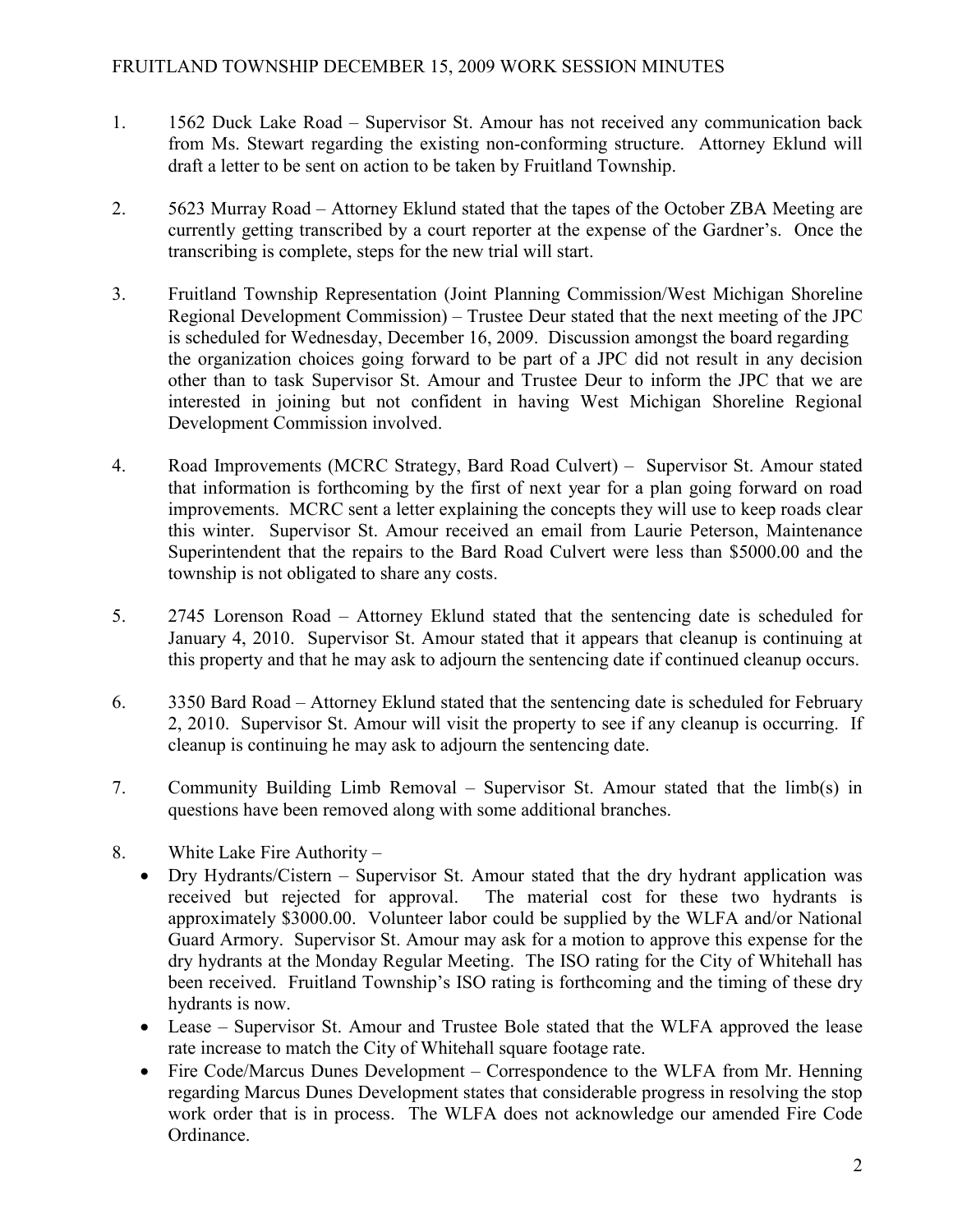FRUITLAND TOWNSHIP DECEMBER 15, 2009 WORK SESSION MINUTES

1. 1562 Duck Lake Road – Supervisor St. Amour has not received any communication back from Ms. Stewart regarding the existing non-conforming structure. Attorney Eklund will draft a letter to be sent on action to be taken by Fruitland Township.

2. 5623 Murray Road – Attorney Eklund stated that the tapes of the October ZBA Meeting are currently getting transcribed by a court reporter at the expense of the Gardner's. Once the transcribing is complete, steps for the new trial will start.

3. Fruitland Township Representation (Joint Planning Commission/West Michigan Shoreline Regional Development Commission) – Trustee Deur stated that the next meeting of the JPC is scheduled for Wednesday, December 16, 2009. Discussion amongst the board regarding the organization choices going forward to be part of a JPC did not result in any decision other than to task Supervisor St. Amour and Trustee Deur to inform the JPC that we are interested in joining but not confident in having West Michigan Shoreline Regional Development Commission involved.

4. Road Improvements (MCRC Strategy, Bard Road Culvert) – Supervisor St. Amour stated that information is forthcoming by the first of next year for a plan going forward on road improvements. MCRC sent a letter explaining the concepts they will use to keep roads clear this winter. Supervisor St. Amour received an email from Laurie Peterson, Maintenance Superintendent that the repairs to the Bard Road Culvert were less than $5000.00 and the township is not obligated to share any costs.

5. 2745 Lorenson Road – Attorney Eklund stated that the sentencing date is scheduled for January 4, 2010. Supervisor St. Amour stated that it appears that cleanup is continuing at this property and that he may ask to adjourn the sentencing date if continued cleanup occurs.

6. 3350 Bard Road – Attorney Eklund stated that the sentencing date is scheduled for February 2, 2010. Supervisor St. Amour will visit the property to see if any cleanup is occurring. If cleanup is continuing he may ask to adjourn the sentencing date.

7. Community Building Limb Removal – Supervisor St. Amour stated that the limb(s) in questions have been removed along with some additional branches.

8. White Lake Fire Authority –
   - Dry Hydrants/Cistern – Supervisor St. Amour stated that the dry hydrant application was received but rejected for approval. The material cost for these two hydrants is approximately $3000.00. Volunteer labor could be supplied by the WLFA and/or National Guard Armory. Supervisor St. Amour may ask for a motion to approve this expense for the dry hydrants at the Monday Regular Meeting. The ISO rating for the City of Whitehall has been received. Fruitland Township's ISO rating is forthcoming and the timing of these dry hydrants is now.
   - Lease – Supervisor St. Amour and Trustee Bole stated that the WLFA approved the lease rate increase to match the City of Whitehall square footage rate.
   - Fire Code/Marcus Dunes Development – Correspondence to the WLFA from Mr. Henning regarding Marcus Dunes Development states that considerable progress in resolving the stop work order that is in process. The WLFA does not acknowledge our amended Fire Code Ordinance.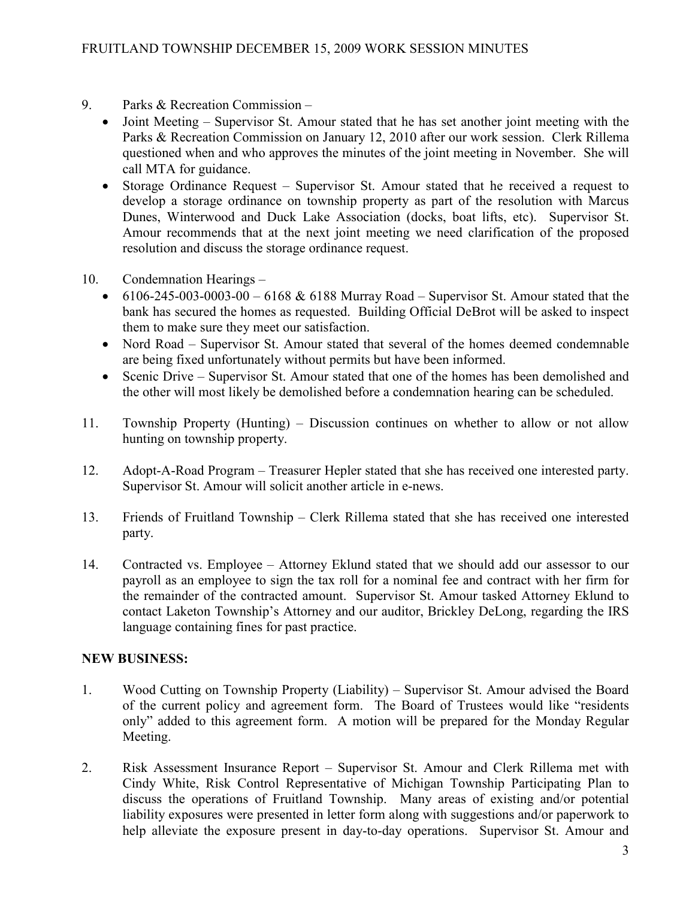9. Parks & Recreation Commission –
   - Joint Meeting – Supervisor St. Amour stated that he has set another joint meeting with the Parks & Recreation Commission on January 12, 2010 after our work session. Clerk Rillema questioned when and who approves the minutes of the joint meeting in November. She will call MTA for guidance.
   - Storage Ordinance Request – Supervisor St. Amour stated that he received a request to develop a storage ordinance on township property as part of the resolution with Marcus Dunes, Winterwood and Duck Lake Association (docks, boat lifts, etc). Supervisor St. Amour recommends that at the next joint meeting we need clarification of the proposed resolution and discuss the storage ordinance request.

10. Condemnation Hearings –
    - 6106-245-003-0003-00 – 6168 & 6188 Murray Road – Supervisor St. Amour stated that the bank has secured the homes as requested. Building Official DeBrot will be asked to inspect them to make sure they meet our satisfaction.
    - Nord Road – Supervisor St. Amour stated that several of the homes deemed condemnable are being fixed unfortunately without permits but have been informed.
    - Scenic Drive – Supervisor St. Amour stated that one of the homes has been demolished and the other will most likely be demolished before a condemnation hearing can be scheduled.

11. Township Property (Hunting) – Discussion continues on whether to allow or not allow hunting on township property.

12. Adopt-A-Road Program – Treasurer Hepler stated that she has received one interested party. Supervisor St. Amour will solicit another article in e-news.

13. Friends of Fruitland Township – Clerk Rillema stated that she has received one interested party.

14. Contracted vs. Employee – Attorney Eklund stated that we should add our assessor to our payroll as an employee to sign the tax roll for a nominal fee and contract with her firm for the remainder of the contracted amount. Supervisor St. Amour tasked Attorney Eklund to contact Laketon Township's Attorney and our auditor, Brickley DeLong, regarding the IRS language containing fines for past practice.

**NEW BUSINESS:**

1. Wood Cutting on Township Property (Liability) – Supervisor St. Amour advised the Board of the current policy and agreement form. The Board of Trustees would like "residents only" added to this agreement form. A motion will be prepared for the Monday Regular Meeting.

2. Risk Assessment Insurance Report – Supervisor St. Amour and Clerk Rillema met with Cindy White, Risk Control Representative of Michigan Township Participating Plan to discuss the operations of Fruitland Township. Many areas of existing and/or potential liability exposures were presented in letter form along with suggestions and/or paperwork to help alleviate the exposure present in day-to-day operations. Supervisor St. Amour and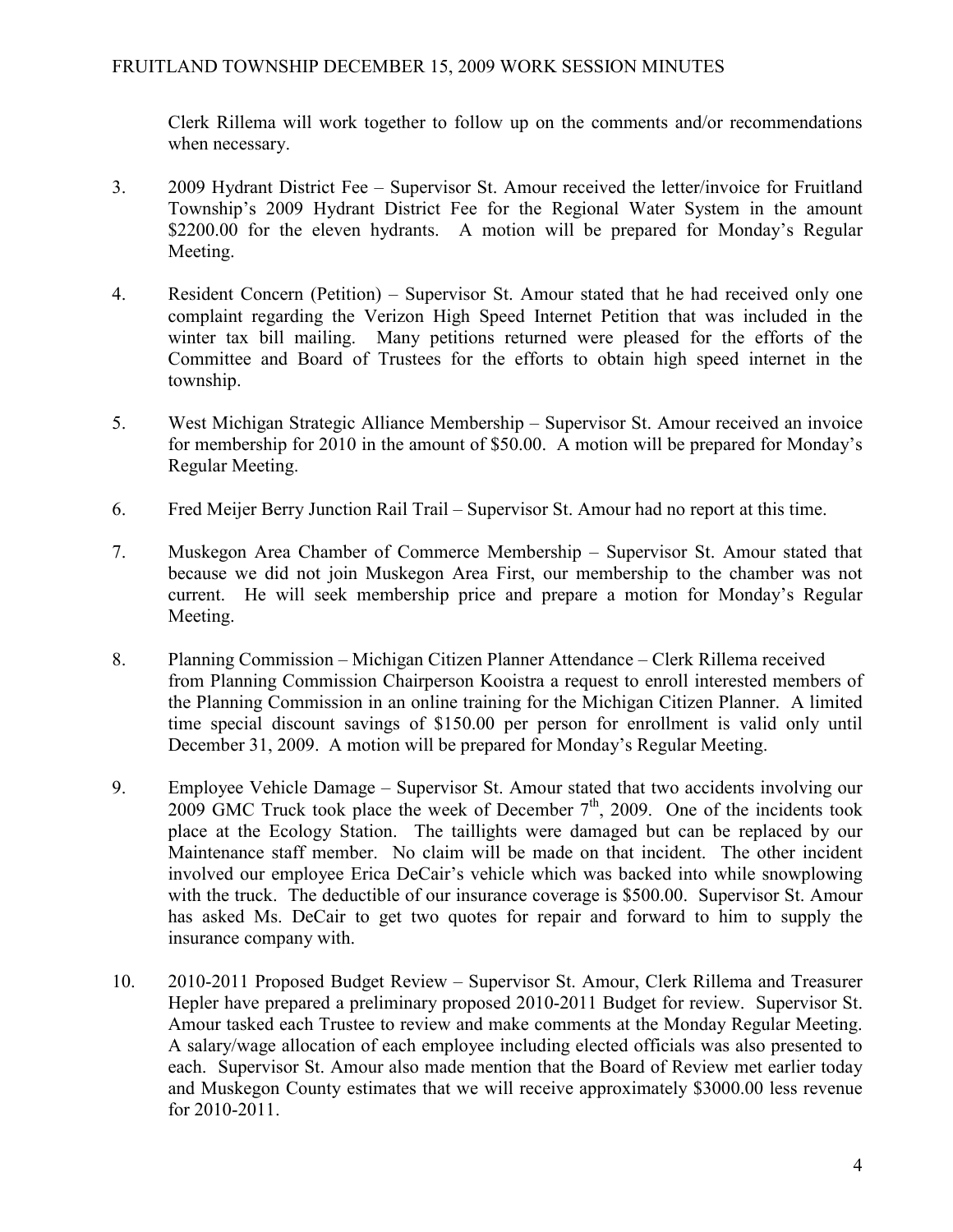Clerk Rillema will work together to follow up on the comments and/or recommendations when necessary.

3. 2009 Hydrant District Fee – Supervisor St. Amour received the letter/invoice for Fruitland Township's 2009 Hydrant District Fee for the Regional Water System in the amount $2200.00 for the eleven hydrants. A motion will be prepared for Monday's Regular Meeting.

4. Resident Concern (Petition) – Supervisor St. Amour stated that he had received only one complaint regarding the Verizon High Speed Internet Petition that was included in the winter tax bill mailing. Many petitions returned were pleased for the efforts of the Committee and Board of Trustees for the efforts to obtain high speed internet in the township.

5. West Michigan Strategic Alliance Membership – Supervisor St. Amour received an invoice for membership for 2010 in the amount of $50.00. A motion will be prepared for Monday's Regular Meeting.

6. Fred Meijer Berry Junction Rail Trail – Supervisor St. Amour had no report at this time.

7. Muskegon Area Chamber of Commerce Membership – Supervisor St. Amour stated that because we did not join Muskegon Area First, our membership to the chamber was not current. He will seek membership price and prepare a motion for Monday's Regular Meeting.

8. Planning Commission – Michigan Citizen Planner Attendance – Clerk Rillema received from Planning Commission Chairperson Kooistra a request to enroll interested members of the Planning Commission in an online training for the Michigan Citizen Planner. A limited time special discount savings of $150.00 per person for enrollment is valid only until December 31, 2009. A motion will be prepared for Monday's Regular Meeting.

9. Employee Vehicle Damage – Supervisor St. Amour stated that two accidents involving our 2009 GMC Truck took place the week of December 7th, 2009. One of the incidents took place at the Ecology Station. The taillights were damaged but can be replaced by our Maintenance staff member. No claim will be made on that incident. The other incident involved our employee Erica DeCair's vehicle which was backed into while snowplowing with the truck. The deductible of our insurance coverage is $500.00. Supervisor St. Amour has asked Ms. DeCair to get two quotes for repair and forward to him to supply the insurance company with.

10. 2010-2011 Proposed Budget Review – Supervisor St. Amour, Clerk Rillema and Treasurer Hepler have prepared a preliminary proposed 2010-2011 Budget for review. Supervisor St. Amour tasked each Trustee to review and make comments at the Monday Regular Meeting. A salary/wage allocation of each employee including elected officials was also presented to each. Supervisor St. Amour also made mention that the Board of Review met earlier today and Muskegon County estimates that we will receive approximately $3000.00 less revenue for 2010-2011.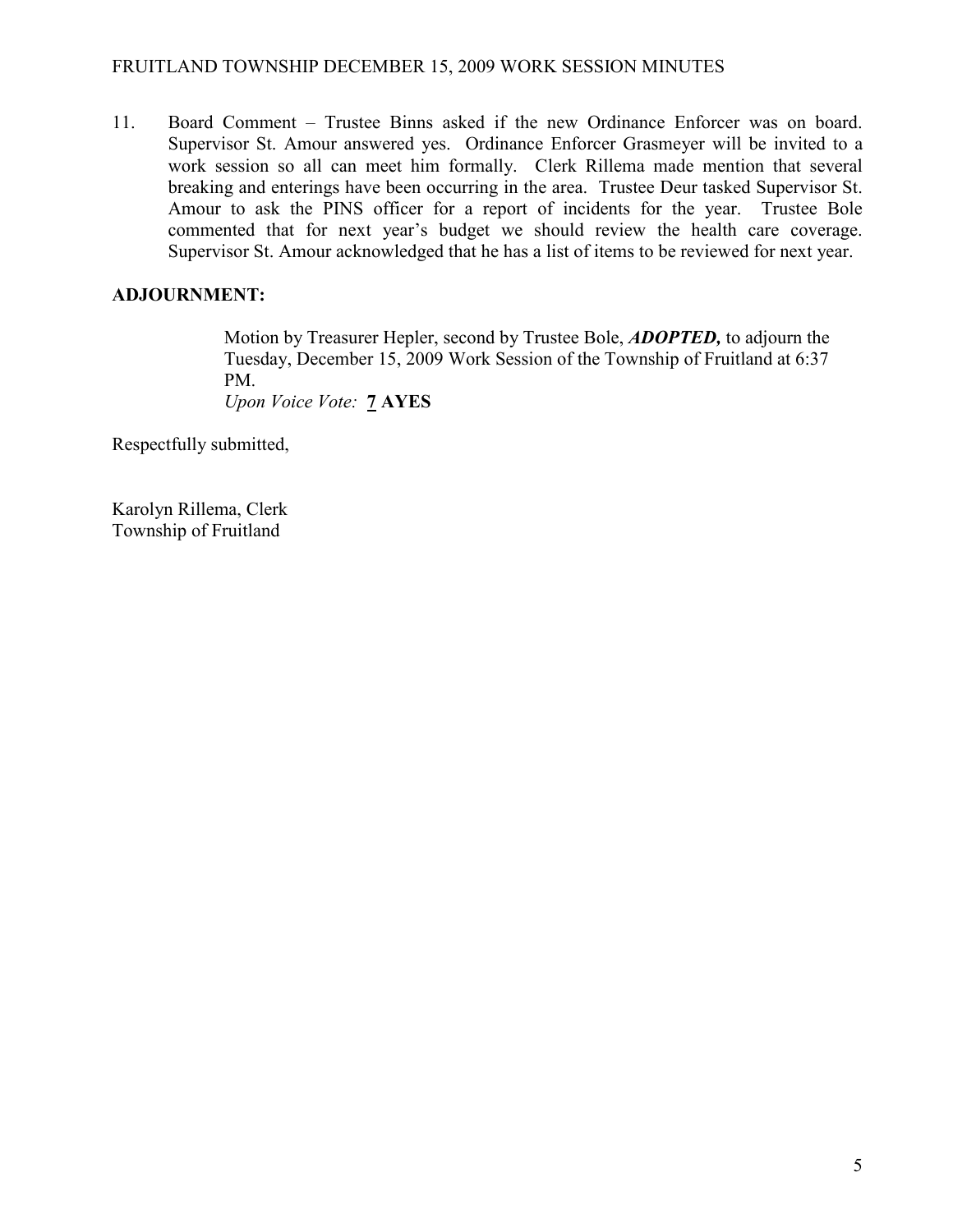11. Board Comment – Trustee Binns asked if the new Ordinance Enforcer was on board. Supervisor St. Amour answered yes. Ordinance Enforcer Grasmeyer will be invited to a work session so all can meet him formally. Clerk Rillema made mention that several breaking and enterings have been occurring in the area. Trustee Deur tasked Supervisor St. Amour to ask the PINS officer for a report of incidents for the year. Trustee Bole commented that for next year's budget we should review the health care coverage. Supervisor St. Amour acknowledged that he has a list of items to be reviewed for next year.

**ADJOURNMENT:**

Motion by Treasurer Hepler, second by Trustee Bole, ***ADOPTED,*** to adjourn the Tuesday, December 15, 2009 Work Session of the Township of Fruitland at 6:37 PM.
*Upon Voice Vote:* **7 AYES**

Respectfully submitted,

Karolyn Rillema, Clerk
Township of Fruitland